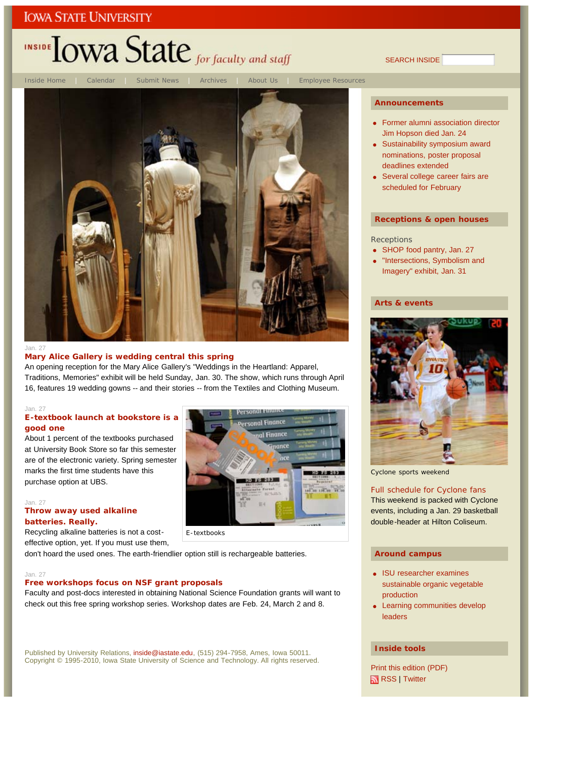IOWA STATE UNIVERSITY

# INSIDE Iowa State *for faculty and staff*

SEARCH INSIDE

Inside Home | Calendar | Submit News | Archives | About Us | Employee Resources

Jan. 27

**Mary Alice Gallery is wedding central this spring**

An opening reception for the Mary Alice Gallery's "Weddings in the Heartland: Apparel, Traditions, Memories" exhibit will be held Sunday, Jan. 30. The show, which runs through April 16, features 19 wedding gowns -- and their stories -- from the Textiles and Clothing Museum.

Jan. 27

**E-textbook launch at bookstore is a good one**

About 1 percent of the textbooks purchased at University Book Store so far this semester are of the electronic variety. Spring semester marks the first time students have this purchase option at UBS.

E-textbooks

Jan. 27

**Throw away used alkaline batteries. Really.**

Recycling alkaline batteries is not a cost-effective option, yet. If you must use them, don't hoard the used ones. The earth-friendlier option still is rechargeable batteries.

Jan. 27

**Free workshops focus on NSF grant proposals**

Faculty and post-docs interested in obtaining National Science Foundation grants will want to check out this free spring workshop series. Workshop dates are Feb. 24, March 2 and 8.

## Announcements

- Former alumni association director Jim Hopson died Jan. 24
- Sustainability symposium award nominations, poster proposal deadlines extended
- Several college career fairs are scheduled for February

## Receptions & open houses

Receptions

- SHOP food pantry, Jan. 27
- "Intersections, Symbolism and Imagery" exhibit, Jan. 31

## Arts & events

Cyclone sports weekend

Full schedule for Cyclone fans

This weekend is packed with Cyclone events, including a Jan. 29 basketball double-header at Hilton Coliseum.

## Around campus

- ISU researcher examines sustainable organic vegetable production
- Learning communities develop leaders

## Inside tools

Print this edition (PDF)

RSS | Twitter

Published by University Relations, inside@iastate.edu, (515) 294-7958, Ames, Iowa 50011.
Copyright © 1995-2010, Iowa State University of Science and Technology. All rights reserved.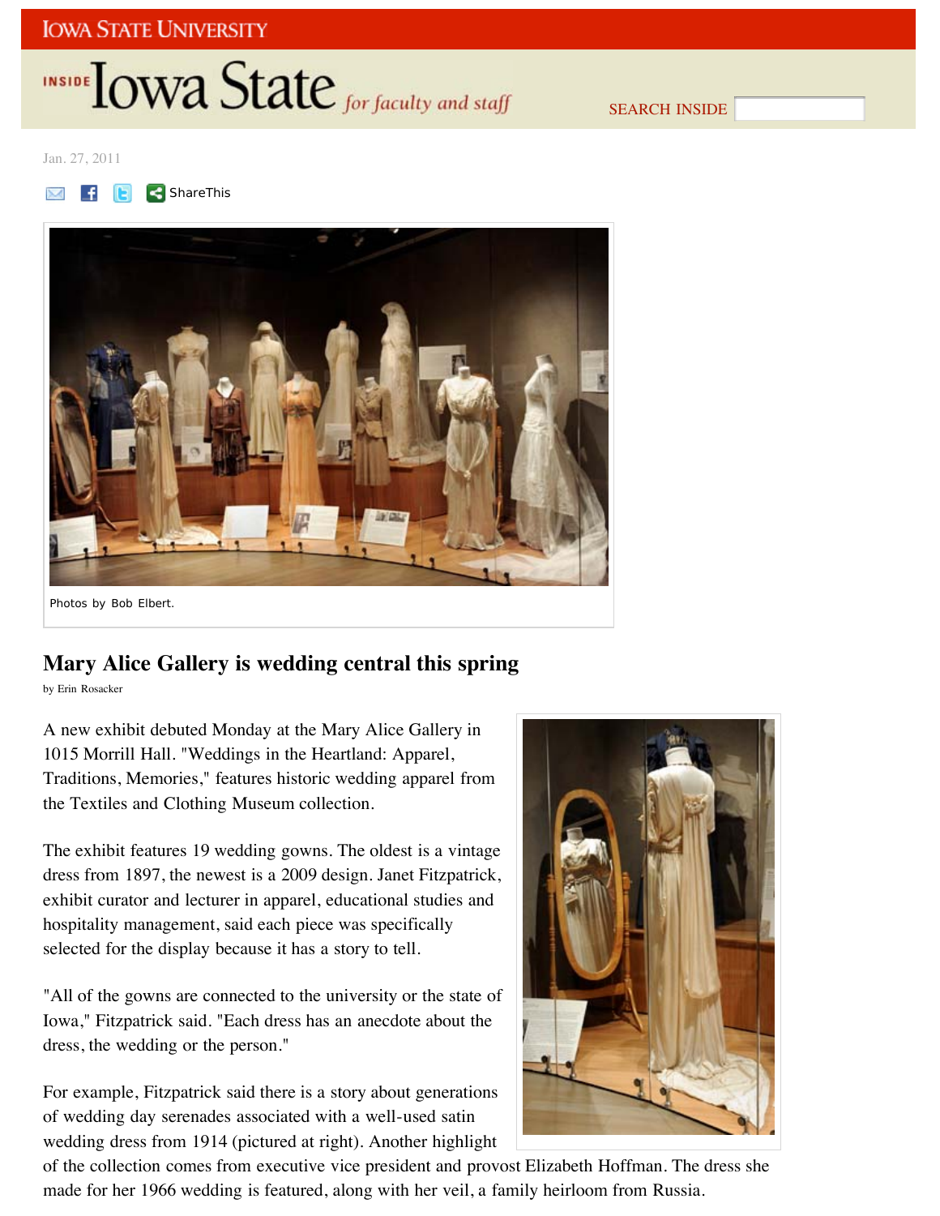IOWA STATE UNIVERSITY

INSIDE Iowa State *for faculty and staff*

SEARCH INSIDE

Jan. 27, 2011

ShareThis

Photos by Bob Elbert.

## Mary Alice Gallery is wedding central this spring

by Erin Rosacker

A new exhibit debuted Monday at the Mary Alice Gallery in 1015 Morrill Hall. "Weddings in the Heartland: Apparel, Traditions, Memories," features historic wedding apparel from the Textiles and Clothing Museum collection.

The exhibit features 19 wedding gowns. The oldest is a vintage dress from 1897, the newest is a 2009 design. Janet Fitzpatrick, exhibit curator and lecturer in apparel, educational studies and hospitality management, said each piece was specifically selected for the display because it has a story to tell.

"All of the gowns are connected to the university or the state of Iowa," Fitzpatrick said. "Each dress has an anecdote about the dress, the wedding or the person."

For example, Fitzpatrick said there is a story about generations of wedding day serenades associated with a well-used satin wedding dress from 1914 (pictured at right). Another highlight of the collection comes from executive vice president and provost Elizabeth Hoffman. The dress she made for her 1966 wedding is featured, along with her veil, a family heirloom from Russia.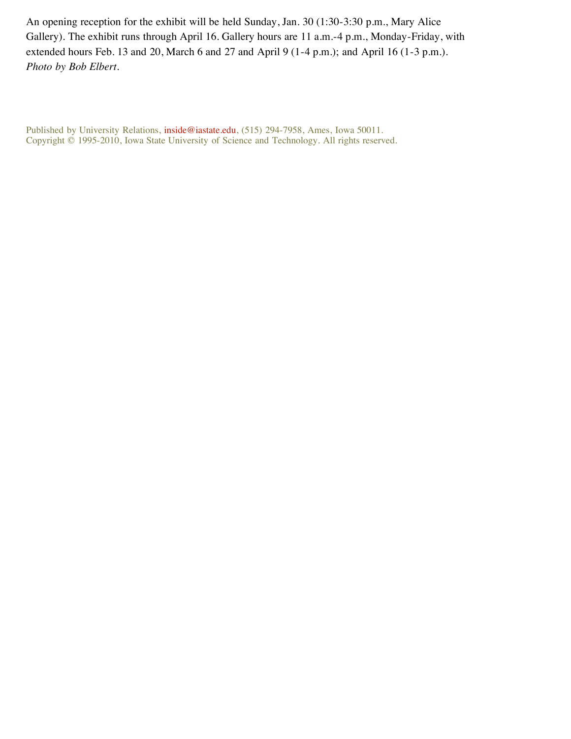An opening reception for the exhibit will be held Sunday, Jan. 30 (1:30-3:30 p.m., Mary Alice Gallery). The exhibit runs through April 16. Gallery hours are 11 a.m.-4 p.m., Monday-Friday, with extended hours Feb. 13 and 20, March 6 and 27 and April 9 (1-4 p.m.); and April 16 (1-3 p.m.). *Photo by Bob Elbert*.

Published by University Relations, inside@iastate.edu, (515) 294-7958, Ames, Iowa 50011.
Copyright © 1995-2010, Iowa State University of Science and Technology. All rights reserved.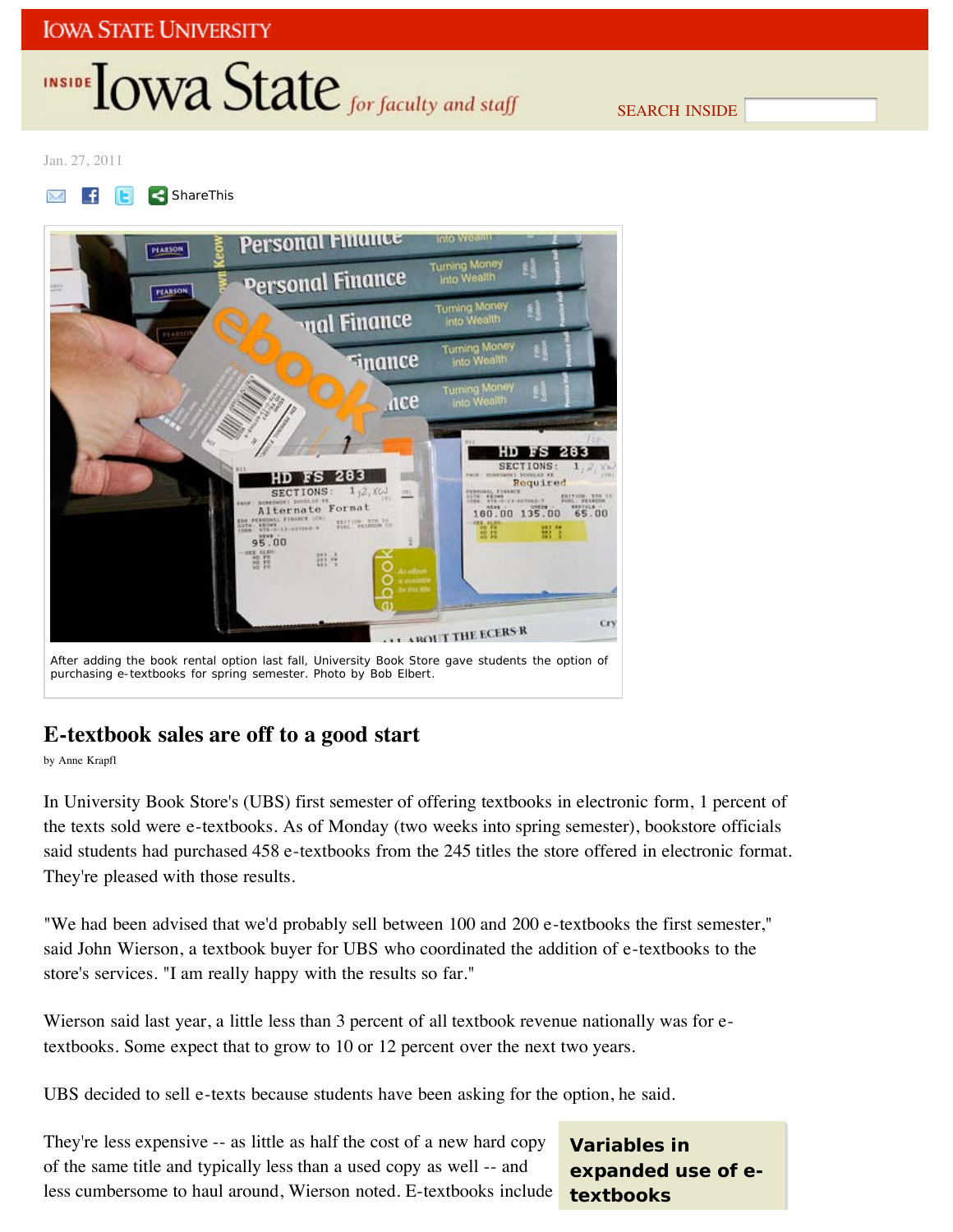IOWA STATE UNIVERSITY

INSIDE Iowa State *for faculty and staff*

SEARCH INSIDE

Jan. 27, 2011

ShareThis

After adding the book rental option last fall, University Book Store gave students the option of purchasing e-textbooks for spring semester. Photo by Bob Elbert.

## E-textbook sales are off to a good start

by Anne Krapfl

In University Book Store's (UBS) first semester of offering textbooks in electronic form, 1 percent of the texts sold were e-textbooks. As of Monday (two weeks into spring semester), bookstore officials said students had purchased 458 e-textbooks from the 245 titles the store offered in electronic format. They're pleased with those results.

"We had been advised that we'd probably sell between 100 and 200 e-textbooks the first semester," said John Wierson, a textbook buyer for UBS who coordinated the addition of e-textbooks to the store's services. "I am really happy with the results so far."

Wierson said last year, a little less than 3 percent of all textbook revenue nationally was for e-textbooks. Some expect that to grow to 10 or 12 percent over the next two years.

UBS decided to sell e-texts because students have been asking for the option, he said.

They're less expensive -- as little as half the cost of a new hard copy of the same title and typically less than a used copy as well -- and less cumbersome to haul around, Wierson noted. E-textbooks include

**Variables in expanded use of e-textbooks**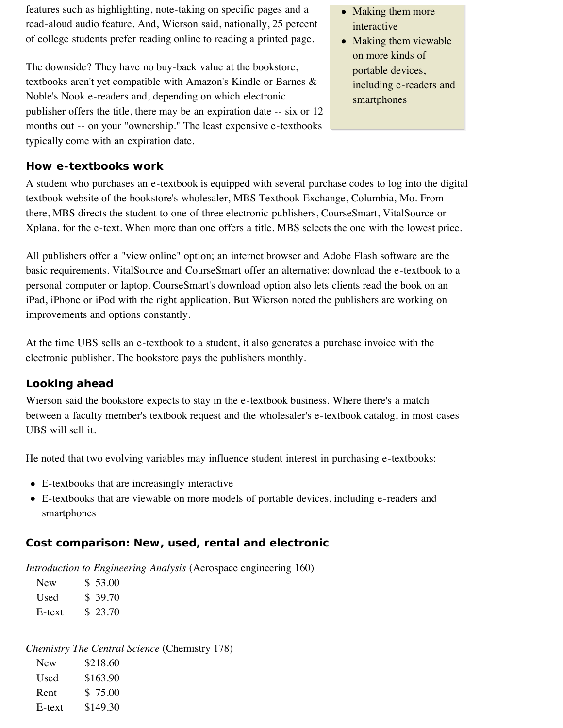features such as highlighting, note-taking on specific pages and a read-aloud audio feature. And, Wierson said, nationally, 25 percent of college students prefer reading online to reading a printed page.

The downside? They have no buy-back value at the bookstore, textbooks aren't yet compatible with Amazon's Kindle or Barnes & Noble's Nook e-readers and, depending on which electronic publisher offers the title, there may be an expiration date -- six or 12 months out -- on your "ownership." The least expensive e-textbooks typically come with an expiration date.

- Making them more interactive
- Making them viewable on more kinds of portable devices, including e-readers and smartphones

### How e-textbooks work

A student who purchases an e-textbook is equipped with several purchase codes to log into the digital textbook website of the bookstore's wholesaler, MBS Textbook Exchange, Columbia, Mo. From there, MBS directs the student to one of three electronic publishers, CourseSmart, VitalSource or Xplana, for the e-text. When more than one offers a title, MBS selects the one with the lowest price.

All publishers offer a "view online" option; an internet browser and Adobe Flash software are the basic requirements. VitalSource and CourseSmart offer an alternative: download the e-textbook to a personal computer or laptop. CourseSmart's download option also lets clients read the book on an iPad, iPhone or iPod with the right application. But Wierson noted the publishers are working on improvements and options constantly.

At the time UBS sells an e-textbook to a student, it also generates a purchase invoice with the electronic publisher. The bookstore pays the publishers monthly.

### Looking ahead

Wierson said the bookstore expects to stay in the e-textbook business. Where there's a match between a faculty member's textbook request and the wholesaler's e-textbook catalog, in most cases UBS will sell it.

He noted that two evolving variables may influence student interest in purchasing e-textbooks:

- E-textbooks that are increasingly interactive
- E-textbooks that are viewable on more models of portable devices, including e-readers and smartphones

### Cost comparison: New, used, rental and electronic

*Introduction to Engineering Analysis* (Aerospace engineering 160)

| | |
|---|---|
| New | $ 53.00 |
| Used | $ 39.70 |
| E-text | $ 23.70 |

*Chemistry The Central Science* (Chemistry 178)

| | |
|---|---|
| New | $218.60 |
| Used | $163.90 |
| Rent | $ 75.00 |
| E-text | $149.30 |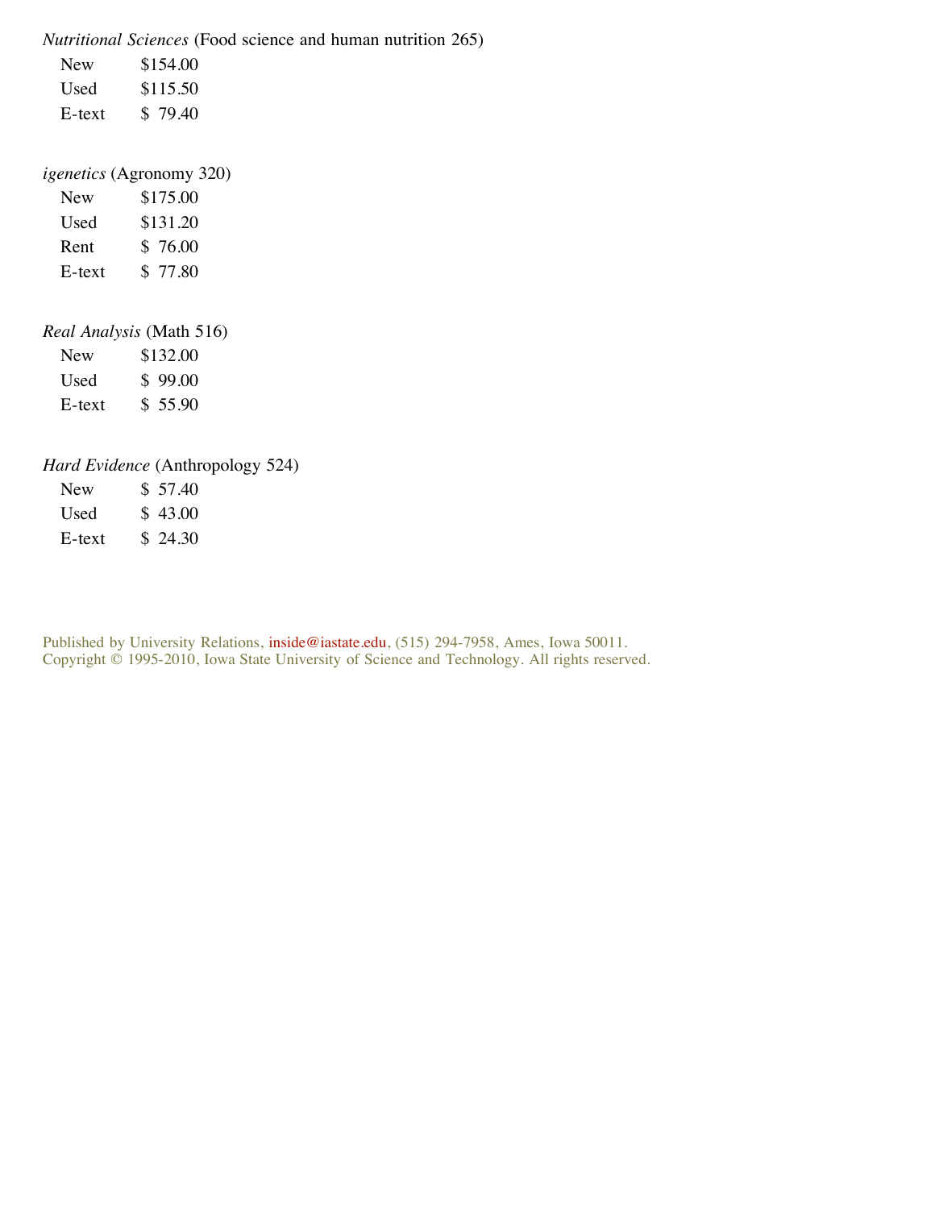*Nutritional Sciences* (Food science and human nutrition 265)

| | |
|---|---|
| New | $154.00 |
| Used | $115.50 |
| E-text | $ 79.40 |

*igenetics* (Agronomy 320)

| | |
|---|---|
| New | $175.00 |
| Used | $131.20 |
| Rent | $ 76.00 |
| E-text | $ 77.80 |

*Real Analysis* (Math 516)

| | |
|---|---|
| New | $132.00 |
| Used | $ 99.00 |
| E-text | $ 55.90 |

*Hard Evidence* (Anthropology 524)

| | |
|---|---|
| New | $ 57.40 |
| Used | $ 43.00 |
| E-text | $ 24.30 |

Published by University Relations, inside@iastate.edu, (515) 294-7958, Ames, Iowa 50011.
Copyright © 1995-2010, Iowa State University of Science and Technology. All rights reserved.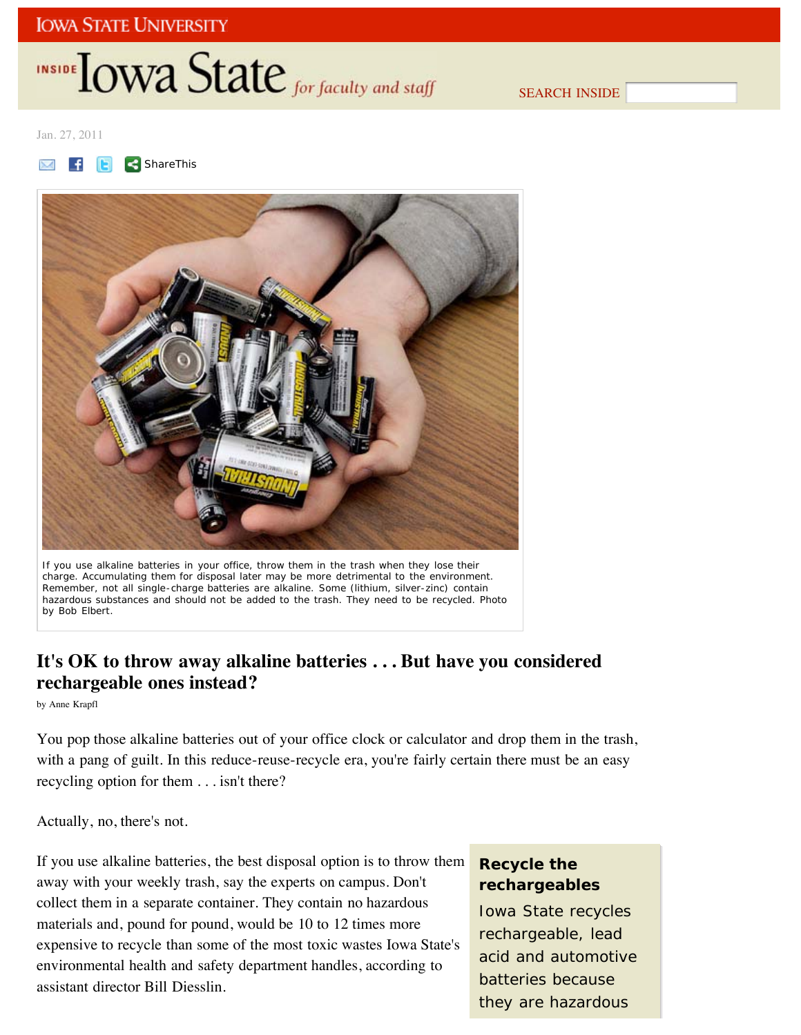IOWA STATE UNIVERSITY

INSIDE Iowa State *for faculty and staff*

SEARCH INSIDE

Jan. 27, 2011

ShareThis

If you use alkaline batteries in your office, throw them in the trash when they lose their charge. Accumulating them for disposal later may be more detrimental to the environment. Remember, not all single-charge batteries are alkaline. Some (lithium, silver-zinc) contain hazardous substances and should not be added to the trash. They need to be recycled. Photo by Bob Elbert.

## It's OK to throw away alkaline batteries . . . But have you considered rechargeable ones instead?

by Anne Krapfl

You pop those alkaline batteries out of your office clock or calculator and drop them in the trash, with a pang of guilt. In this reduce-reuse-recycle era, you're fairly certain there must be an easy recycling option for them . . . isn't there?

Actually, no, there's not.

If you use alkaline batteries, the best disposal option is to throw them away with your weekly trash, say the experts on campus. Don't collect them in a separate container. They contain no hazardous materials and, pound for pound, would be 10 to 12 times more expensive to recycle than some of the most toxic wastes Iowa State's environmental health and safety department handles, according to assistant director Bill Diesslin.

**Recycle the rechargeables**

Iowa State recycles rechargeable, lead acid and automotive batteries because they are hazardous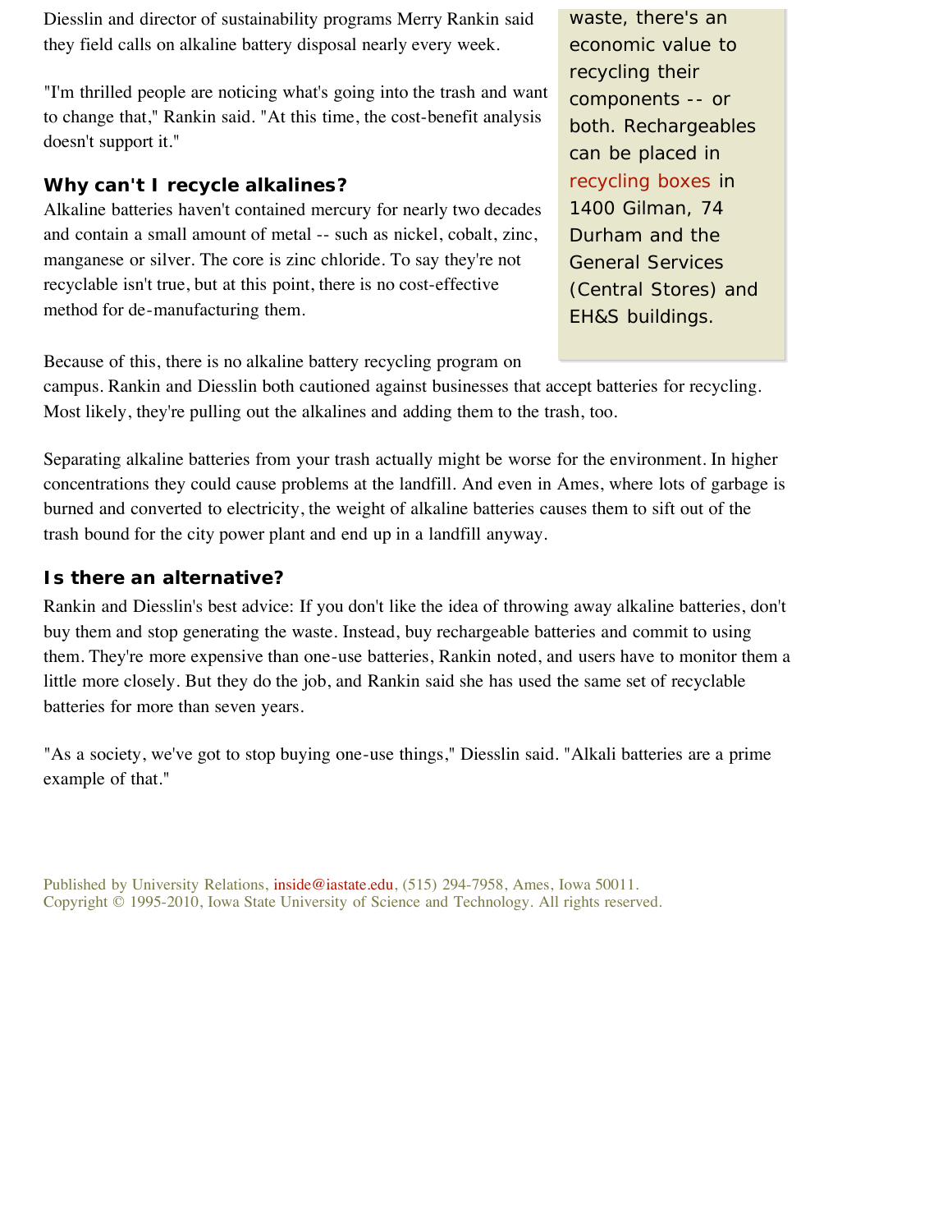Diesslin and director of sustainability programs Merry Rankin said they field calls on alkaline battery disposal nearly every week.

"I'm thrilled people are noticing what's going into the trash and want to change that," Rankin said. "At this time, the cost-benefit analysis doesn't support it."

### Why can't I recycle alkalines?

Alkaline batteries haven't contained mercury for nearly two decades and contain a small amount of metal -- such as nickel, cobalt, zinc, manganese or silver. The core is zinc chloride. To say they're not recyclable isn't true, but at this point, there is no cost-effective method for de-manufacturing them.

waste, there's an economic value to recycling their components -- or both. Rechargeables can be placed in recycling boxes in 1400 Gilman, 74 Durham and the General Services (Central Stores) and EH&S buildings.

Because of this, there is no alkaline battery recycling program on campus. Rankin and Diesslin both cautioned against businesses that accept batteries for recycling. Most likely, they're pulling out the alkalines and adding them to the trash, too.

Separating alkaline batteries from your trash actually might be worse for the environment. In higher concentrations they could cause problems at the landfill. And even in Ames, where lots of garbage is burned and converted to electricity, the weight of alkaline batteries causes them to sift out of the trash bound for the city power plant and end up in a landfill anyway.

### Is there an alternative?

Rankin and Diesslin's best advice: If you don't like the idea of throwing away alkaline batteries, don't buy them and stop generating the waste. Instead, buy rechargeable batteries and commit to using them. They're more expensive than one-use batteries, Rankin noted, and users have to monitor them a little more closely. But they do the job, and Rankin said she has used the same set of recyclable batteries for more than seven years.

"As a society, we've got to stop buying one-use things," Diesslin said. "Alkali batteries are a prime example of that."

Published by University Relations, inside@iastate.edu, (515) 294-7958, Ames, Iowa 50011.
Copyright © 1995-2010, Iowa State University of Science and Technology. All rights reserved.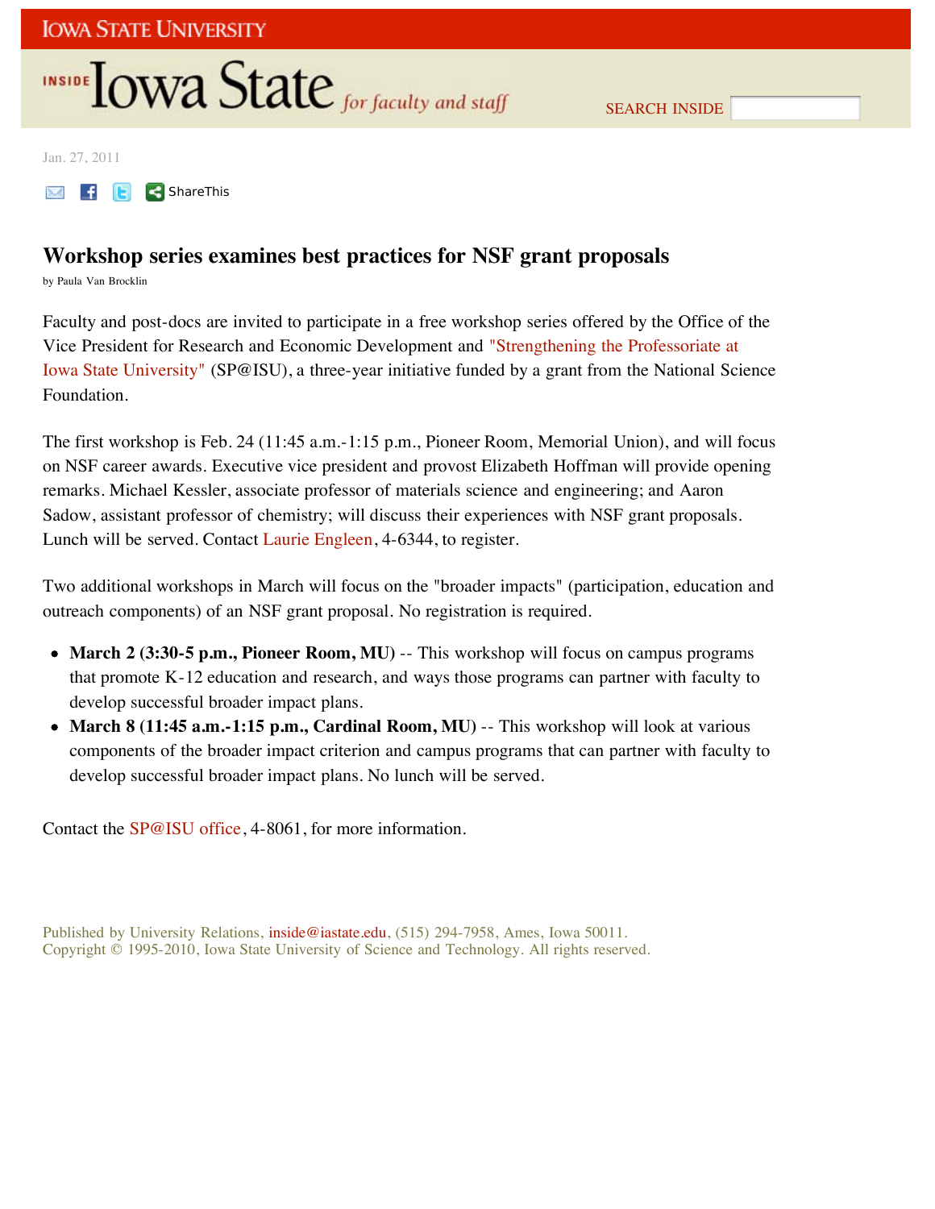Jan. 27, 2011

# Workshop series examines best practices for NSF grant proposals

by Paula Van Brocklin

Faculty and post-docs are invited to participate in a free workshop series offered by the Office of the Vice President for Research and Economic Development and "Strengthening the Professoriate at Iowa State University" (SP@ISU), a three-year initiative funded by a grant from the National Science Foundation.

The first workshop is Feb. 24 (11:45 a.m.-1:15 p.m., Pioneer Room, Memorial Union), and will focus on NSF career awards. Executive vice president and provost Elizabeth Hoffman will provide opening remarks. Michael Kessler, associate professor of materials science and engineering; and Aaron Sadow, assistant professor of chemistry; will discuss their experiences with NSF grant proposals. Lunch will be served. Contact Laurie Engleen, 4-6344, to register.

Two additional workshops in March will focus on the "broader impacts" (participation, education and outreach components) of an NSF grant proposal. No registration is required.

- **March 2 (3:30-5 p.m., Pioneer Room, MU)** -- This workshop will focus on campus programs that promote K-12 education and research, and ways those programs can partner with faculty to develop successful broader impact plans.
- **March 8 (11:45 a.m.-1:15 p.m., Cardinal Room, MU)** -- This workshop will look at various components of the broader impact criterion and campus programs that can partner with faculty to develop successful broader impact plans. No lunch will be served.

Contact the SP@ISU office, 4-8061, for more information.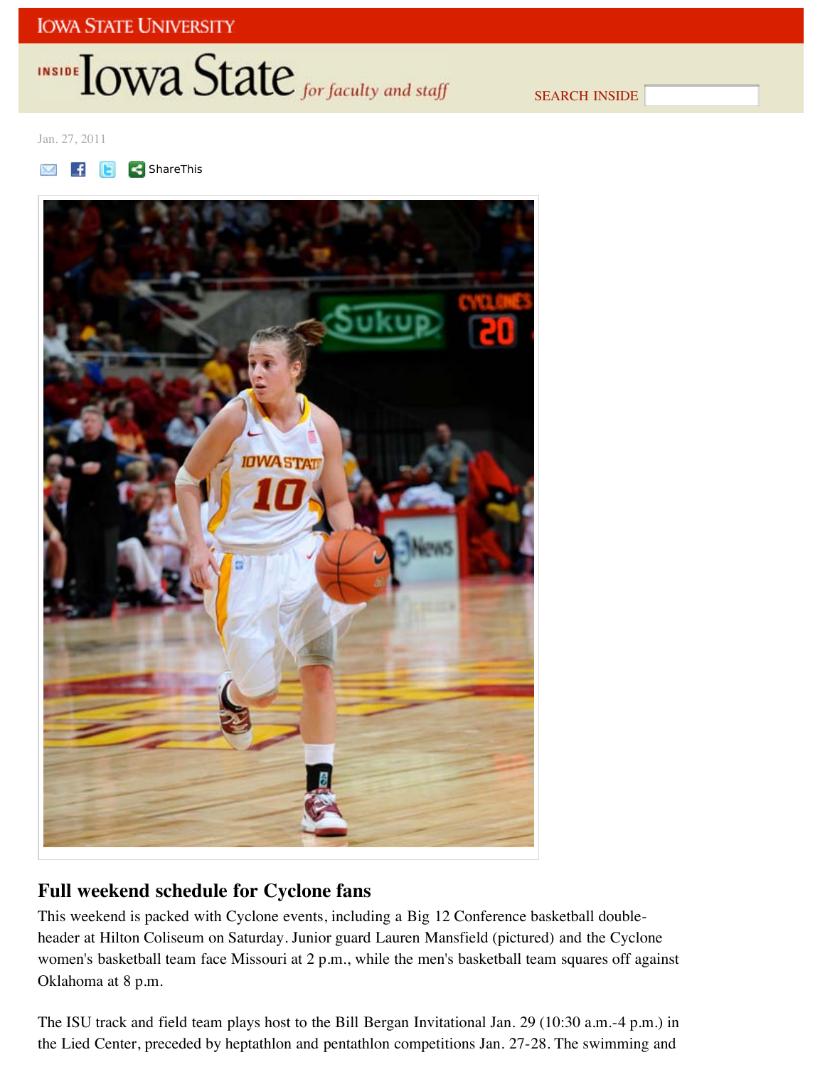Jan. 27, 2011

ShareThis

## Full weekend schedule for Cyclone fans

This weekend is packed with Cyclone events, including a Big 12 Conference basketball double-header at Hilton Coliseum on Saturday. Junior guard Lauren Mansfield (pictured) and the Cyclone women's basketball team face Missouri at 2 p.m., while the men's basketball team squares off against Oklahoma at 8 p.m.

The ISU track and field team plays host to the Bill Bergan Invitational Jan. 29 (10:30 a.m.-4 p.m.) in the Lied Center, preceded by heptathlon and pentathlon competitions Jan. 27-28. The swimming and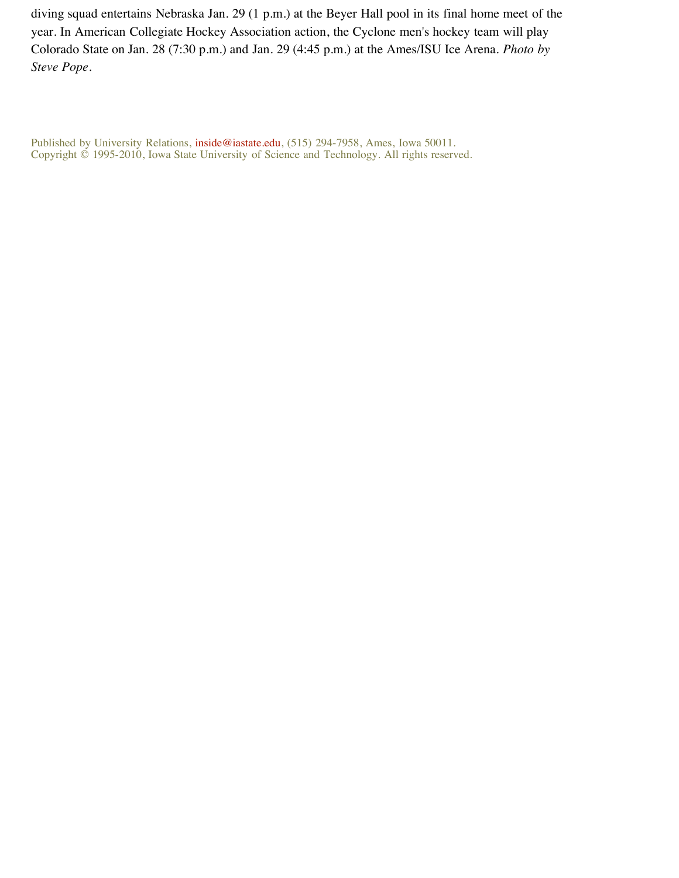diving squad entertains Nebraska Jan. 29 (1 p.m.) at the Beyer Hall pool in its final home meet of the year. In American Collegiate Hockey Association action, the Cyclone men's hockey team will play Colorado State on Jan. 28 (7:30 p.m.) and Jan. 29 (4:45 p.m.) at the Ames/ISU Ice Arena. *Photo by Steve Pope*.

Published by University Relations, inside@iastate.edu, (515) 294-7958, Ames, Iowa 50011.
Copyright © 1995-2010, Iowa State University of Science and Technology. All rights reserved.